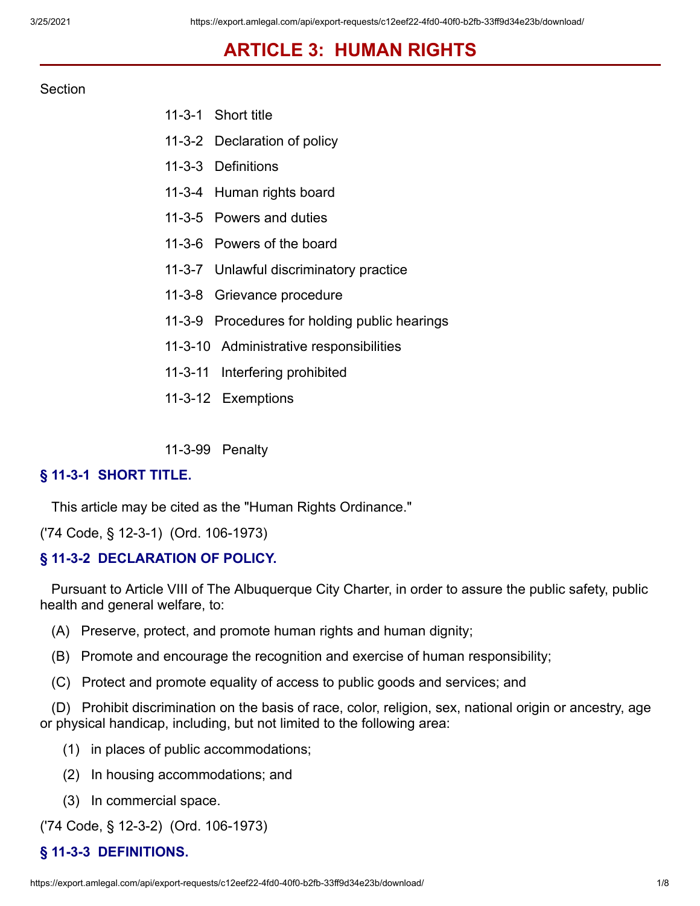# ARTICLE 3: HUMAN RIGHTS

Section

11-3-1 Short title

11-3-2 Declaration of policy

11-3-3 Definitions

11-3-4 Human rights board

11-3-5 Powers and duties

11-3-6 Powers of the board

11-3-7 Unlawful discriminatory practice

11-3-8 Grievance procedure

11-3-9 Procedures for holding public hearings

11-3-10 Administrative responsibilities

11-3-11 Interfering prohibited

11-3-12 Exemptions

11-3-99 Penalty

### § 11-3-1 SHORT TITLE.

This article may be cited as the "Human Rights Ordinance."

('74 Code, § 12-3-1) (Ord. 106-1973)

### § 11-3-2 DECLARATION OF POLICY.

Pursuant to Article VIII of The Albuquerque City Charter, in order to assure the public safety, public health and general welfare, to:

(A) Preserve, protect, and promote human rights and human dignity;

(B) Promote and encourage the recognition and exercise of human responsibility;

(C) Protect and promote equality of access to public goods and services; and

(D) Prohibit discrimination on the basis of race, color, religion, sex, national origin or ancestry, age or physical handicap, including, but not limited to the following area:

(1) in places of public accommodations;

(2) In housing accommodations; and

(3) In commercial space.

('74 Code, § 12-3-2) (Ord. 106-1973)

### § 11-3-3 DEFINITIONS.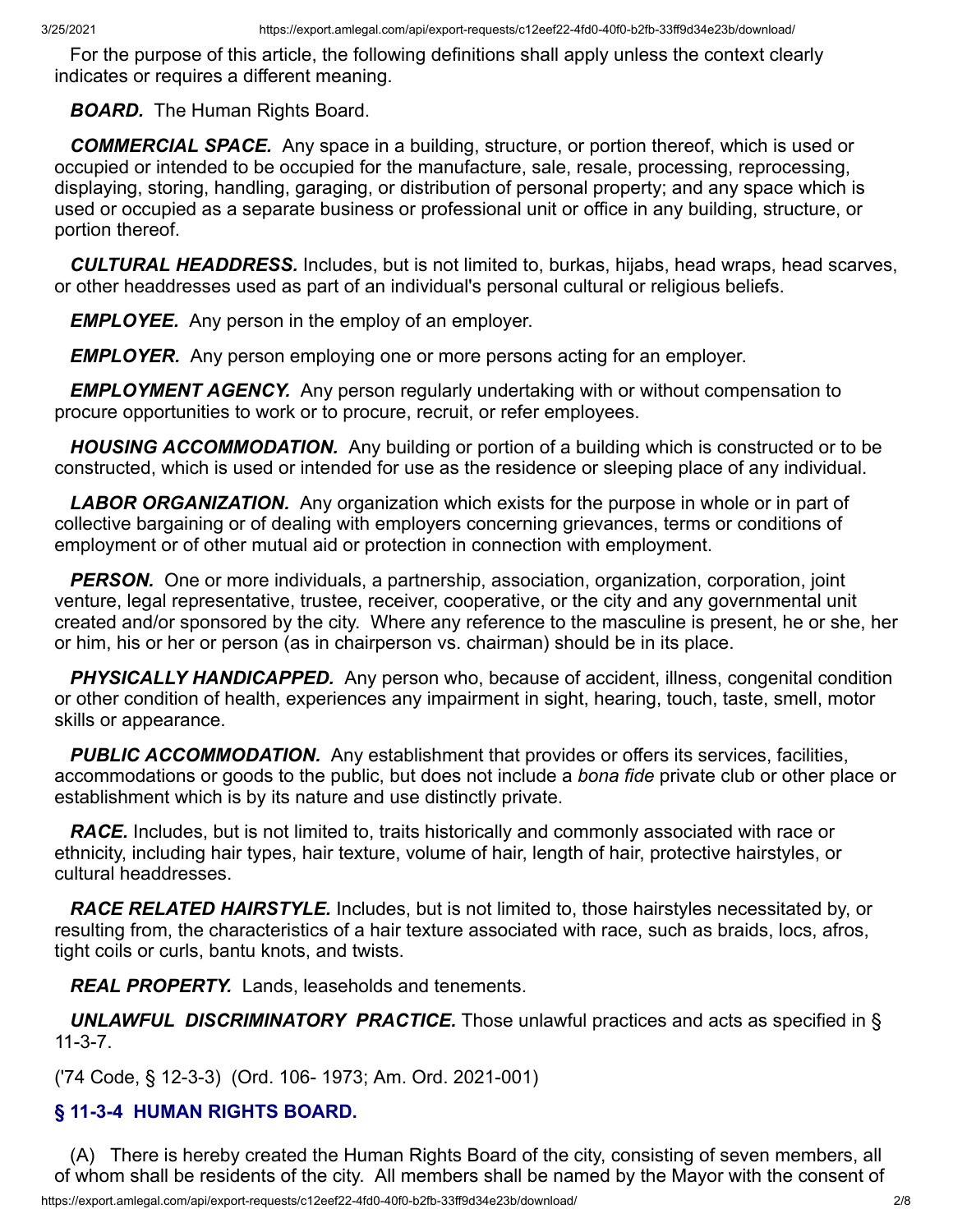For the purpose of this article, the following definitions shall apply unless the context clearly indicates or requires a different meaning.

***BOARD.*** The Human Rights Board.

***COMMERCIAL SPACE.*** Any space in a building, structure, or portion thereof, which is used or occupied or intended to be occupied for the manufacture, sale, resale, processing, reprocessing, displaying, storing, handling, garaging, or distribution of personal property; and any space which is used or occupied as a separate business or professional unit or office in any building, structure, or portion thereof.

***CULTURAL HEADDRESS.*** Includes, but is not limited to, burkas, hijabs, head wraps, head scarves, or other headdresses used as part of an individual's personal cultural or religious beliefs.

***EMPLOYEE.*** Any person in the employ of an employer.

***EMPLOYER.*** Any person employing one or more persons acting for an employer.

***EMPLOYMENT AGENCY.*** Any person regularly undertaking with or without compensation to procure opportunities to work or to procure, recruit, or refer employees.

***HOUSING ACCOMMODATION.*** Any building or portion of a building which is constructed or to be constructed, which is used or intended for use as the residence or sleeping place of any individual.

***LABOR ORGANIZATION.*** Any organization which exists for the purpose in whole or in part of collective bargaining or of dealing with employers concerning grievances, terms or conditions of employment or of other mutual aid or protection in connection with employment.

***PERSON.*** One or more individuals, a partnership, association, organization, corporation, joint venture, legal representative, trustee, receiver, cooperative, or the city and any governmental unit created and/or sponsored by the city. Where any reference to the masculine is present, he or she, her or him, his or her or person (as in chairperson vs. chairman) should be in its place.

***PHYSICALLY HANDICAPPED.*** Any person who, because of accident, illness, congenital condition or other condition of health, experiences any impairment in sight, hearing, touch, taste, smell, motor skills or appearance.

***PUBLIC ACCOMMODATION.*** Any establishment that provides or offers its services, facilities, accommodations or goods to the public, but does not include a *bona fide* private club or other place or establishment which is by its nature and use distinctly private.

***RACE.*** Includes, but is not limited to, traits historically and commonly associated with race or ethnicity, including hair types, hair texture, volume of hair, length of hair, protective hairstyles, or cultural headdresses.

***RACE RELATED HAIRSTYLE.*** Includes, but is not limited to, those hairstyles necessitated by, or resulting from, the characteristics of a hair texture associated with race, such as braids, locs, afros, tight coils or curls, bantu knots, and twists.

***REAL PROPERTY.*** Lands, leaseholds and tenements.

***UNLAWFUL DISCRIMINATORY PRACTICE.*** Those unlawful practices and acts as specified in § 11-3-7.

('74 Code, § 12-3-3) (Ord. 106- 1973; Am. Ord. 2021-001)

## § 11-3-4 HUMAN RIGHTS BOARD.

(A) There is hereby created the Human Rights Board of the city, consisting of seven members, all of whom shall be residents of the city. All members shall be named by the Mayor with the consent of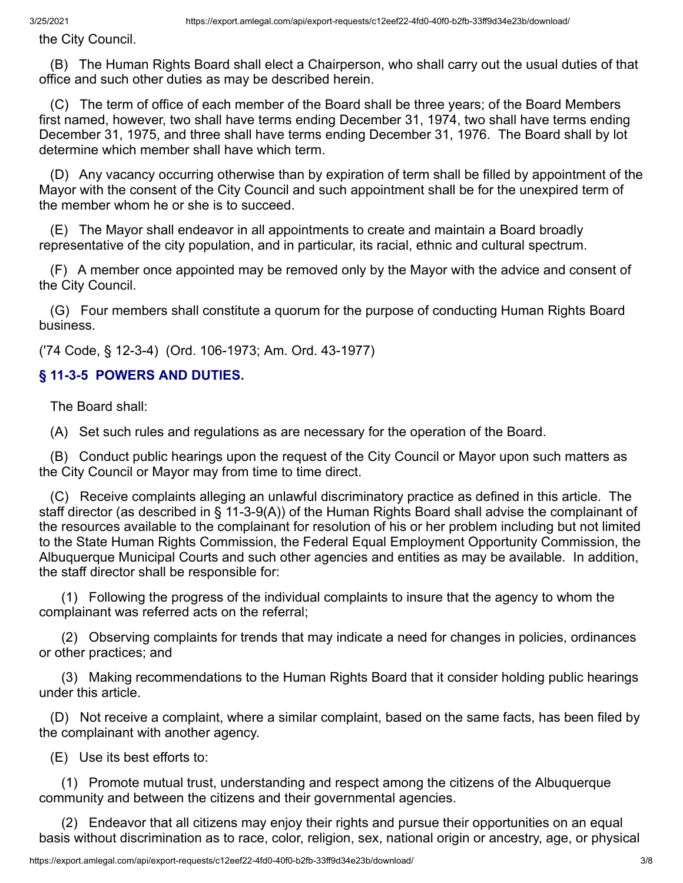the City Council.

(B) The Human Rights Board shall elect a Chairperson, who shall carry out the usual duties of that office and such other duties as may be described herein.

(C) The term of office of each member of the Board shall be three years; of the Board Members first named, however, two shall have terms ending December 31, 1974, two shall have terms ending December 31, 1975, and three shall have terms ending December 31, 1976. The Board shall by lot determine which member shall have which term.

(D) Any vacancy occurring otherwise than by expiration of term shall be filled by appointment of the Mayor with the consent of the City Council and such appointment shall be for the unexpired term of the member whom he or she is to succeed.

(E) The Mayor shall endeavor in all appointments to create and maintain a Board broadly representative of the city population, and in particular, its racial, ethnic and cultural spectrum.

(F) A member once appointed may be removed only by the Mayor with the advice and consent of the City Council.

(G) Four members shall constitute a quorum for the purpose of conducting Human Rights Board business.

('74 Code, § 12-3-4) (Ord. 106-1973; Am. Ord. 43-1977)

### § 11-3-5 POWERS AND DUTIES.

The Board shall:

(A) Set such rules and regulations as are necessary for the operation of the Board.

(B) Conduct public hearings upon the request of the City Council or Mayor upon such matters as the City Council or Mayor may from time to time direct.

(C) Receive complaints alleging an unlawful discriminatory practice as defined in this article. The staff director (as described in § 11-3-9(A)) of the Human Rights Board shall advise the complainant of the resources available to the complainant for resolution of his or her problem including but not limited to the State Human Rights Commission, the Federal Equal Employment Opportunity Commission, the Albuquerque Municipal Courts and such other agencies and entities as may be available. In addition, the staff director shall be responsible for:

(1) Following the progress of the individual complaints to insure that the agency to whom the complainant was referred acts on the referral;

(2) Observing complaints for trends that may indicate a need for changes in policies, ordinances or other practices; and

(3) Making recommendations to the Human Rights Board that it consider holding public hearings under this article.

(D) Not receive a complaint, where a similar complaint, based on the same facts, has been filed by the complainant with another agency.

(E) Use its best efforts to:

(1) Promote mutual trust, understanding and respect among the citizens of the Albuquerque community and between the citizens and their governmental agencies.

(2) Endeavor that all citizens may enjoy their rights and pursue their opportunities on an equal basis without discrimination as to race, color, religion, sex, national origin or ancestry, age, or physical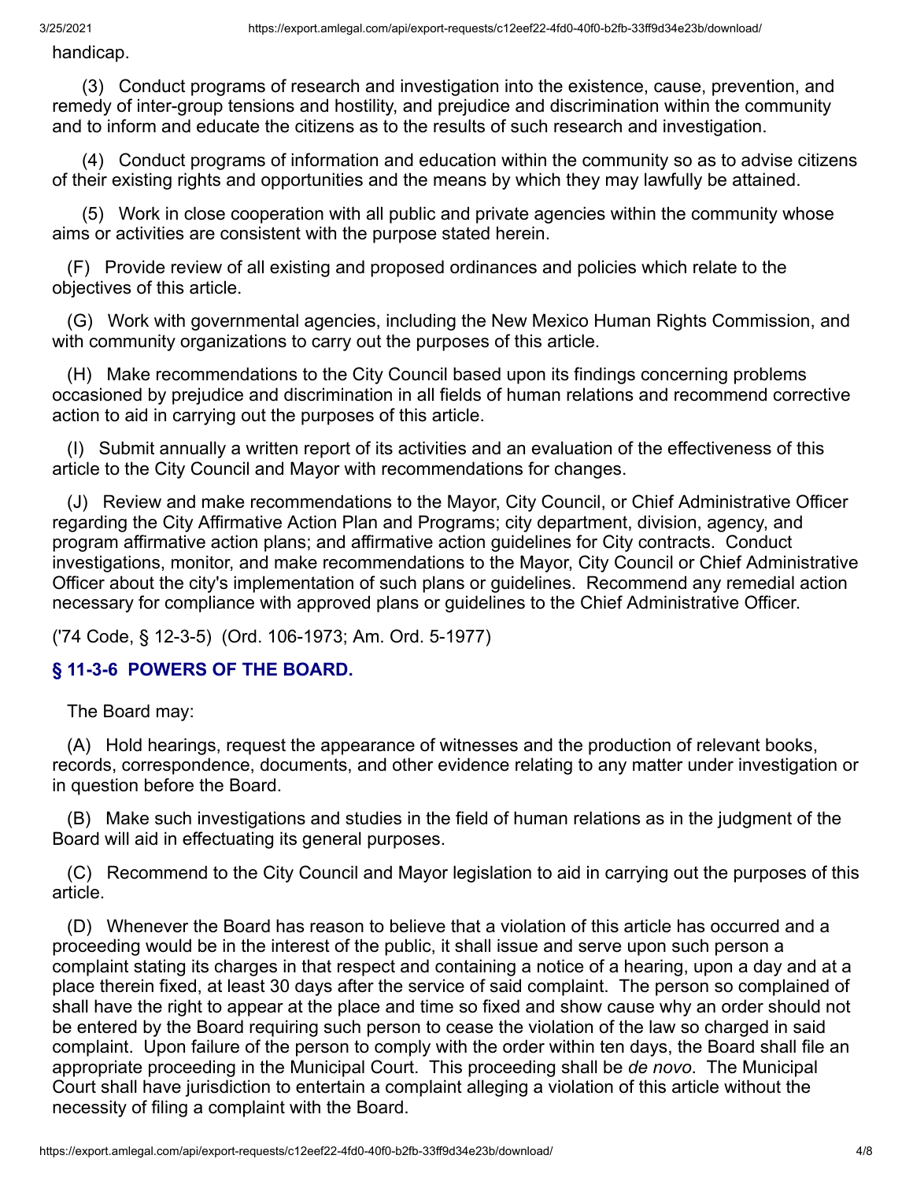handicap.

(3) Conduct programs of research and investigation into the existence, cause, prevention, and remedy of inter-group tensions and hostility, and prejudice and discrimination within the community and to inform and educate the citizens as to the results of such research and investigation.

(4) Conduct programs of information and education within the community so as to advise citizens of their existing rights and opportunities and the means by which they may lawfully be attained.

(5) Work in close cooperation with all public and private agencies within the community whose aims or activities are consistent with the purpose stated herein.

(F) Provide review of all existing and proposed ordinances and policies which relate to the objectives of this article.

(G) Work with governmental agencies, including the New Mexico Human Rights Commission, and with community organizations to carry out the purposes of this article.

(H) Make recommendations to the City Council based upon its findings concerning problems occasioned by prejudice and discrimination in all fields of human relations and recommend corrective action to aid in carrying out the purposes of this article.

(I) Submit annually a written report of its activities and an evaluation of the effectiveness of this article to the City Council and Mayor with recommendations for changes.

(J) Review and make recommendations to the Mayor, City Council, or Chief Administrative Officer regarding the City Affirmative Action Plan and Programs; city department, division, agency, and program affirmative action plans; and affirmative action guidelines for City contracts. Conduct investigations, monitor, and make recommendations to the Mayor, City Council or Chief Administrative Officer about the city's implementation of such plans or guidelines. Recommend any remedial action necessary for compliance with approved plans or guidelines to the Chief Administrative Officer.

('74 Code, § 12-3-5) (Ord. 106-1973; Am. Ord. 5-1977)

### § 11-3-6 POWERS OF THE BOARD.

The Board may:

(A) Hold hearings, request the appearance of witnesses and the production of relevant books, records, correspondence, documents, and other evidence relating to any matter under investigation or in question before the Board.

(B) Make such investigations and studies in the field of human relations as in the judgment of the Board will aid in effectuating its general purposes.

(C) Recommend to the City Council and Mayor legislation to aid in carrying out the purposes of this article.

(D) Whenever the Board has reason to believe that a violation of this article has occurred and a proceeding would be in the interest of the public, it shall issue and serve upon such person a complaint stating its charges in that respect and containing a notice of a hearing, upon a day and at a place therein fixed, at least 30 days after the service of said complaint. The person so complained of shall have the right to appear at the place and time so fixed and show cause why an order should not be entered by the Board requiring such person to cease the violation of the law so charged in said complaint. Upon failure of the person to comply with the order within ten days, the Board shall file an appropriate proceeding in the Municipal Court. This proceeding shall be *de novo*. The Municipal Court shall have jurisdiction to entertain a complaint alleging a violation of this article without the necessity of filing a complaint with the Board.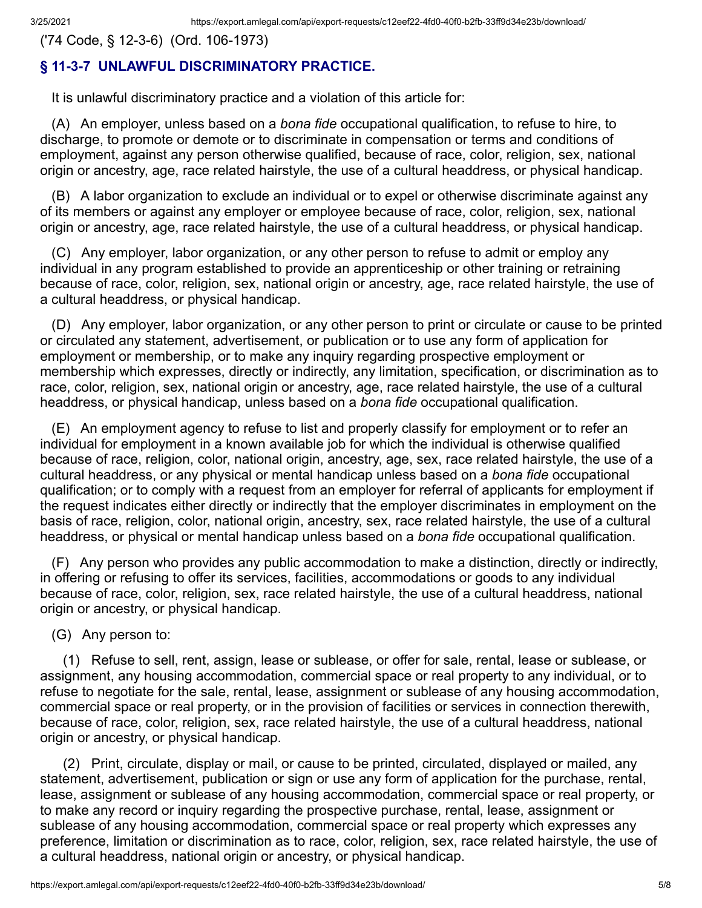('74 Code, § 12-3-6) (Ord. 106-1973)

## § 11-3-7 UNLAWFUL DISCRIMINATORY PRACTICE.

It is unlawful discriminatory practice and a violation of this article for:

(A) An employer, unless based on a *bona fide* occupational qualification, to refuse to hire, to discharge, to promote or demote or to discriminate in compensation or terms and conditions of employment, against any person otherwise qualified, because of race, color, religion, sex, national origin or ancestry, age, race related hairstyle, the use of a cultural headdress, or physical handicap.

(B) A labor organization to exclude an individual or to expel or otherwise discriminate against any of its members or against any employer or employee because of race, color, religion, sex, national origin or ancestry, age, race related hairstyle, the use of a cultural headdress, or physical handicap.

(C) Any employer, labor organization, or any other person to refuse to admit or employ any individual in any program established to provide an apprenticeship or other training or retraining because of race, color, religion, sex, national origin or ancestry, age, race related hairstyle, the use of a cultural headdress, or physical handicap.

(D) Any employer, labor organization, or any other person to print or circulate or cause to be printed or circulated any statement, advertisement, or publication or to use any form of application for employment or membership, or to make any inquiry regarding prospective employment or membership which expresses, directly or indirectly, any limitation, specification, or discrimination as to race, color, religion, sex, national origin or ancestry, age, race related hairstyle, the use of a cultural headdress, or physical handicap, unless based on a *bona fide* occupational qualification.

(E) An employment agency to refuse to list and properly classify for employment or to refer an individual for employment in a known available job for which the individual is otherwise qualified because of race, religion, color, national origin, ancestry, age, sex, race related hairstyle, the use of a cultural headdress, or any physical or mental handicap unless based on a *bona fide* occupational qualification; or to comply with a request from an employer for referral of applicants for employment if the request indicates either directly or indirectly that the employer discriminates in employment on the basis of race, religion, color, national origin, ancestry, sex, race related hairstyle, the use of a cultural headdress, or physical or mental handicap unless based on a *bona fide* occupational qualification.

(F) Any person who provides any public accommodation to make a distinction, directly or indirectly, in offering or refusing to offer its services, facilities, accommodations or goods to any individual because of race, color, religion, sex, race related hairstyle, the use of a cultural headdress, national origin or ancestry, or physical handicap.

(G) Any person to:

(1) Refuse to sell, rent, assign, lease or sublease, or offer for sale, rental, lease or sublease, or assignment, any housing accommodation, commercial space or real property to any individual, or to refuse to negotiate for the sale, rental, lease, assignment or sublease of any housing accommodation, commercial space or real property, or in the provision of facilities or services in connection therewith, because of race, color, religion, sex, race related hairstyle, the use of a cultural headdress, national origin or ancestry, or physical handicap.

(2) Print, circulate, display or mail, or cause to be printed, circulated, displayed or mailed, any statement, advertisement, publication or sign or use any form of application for the purchase, rental, lease, assignment or sublease of any housing accommodation, commercial space or real property, or to make any record or inquiry regarding the prospective purchase, rental, lease, assignment or sublease of any housing accommodation, commercial space or real property which expresses any preference, limitation or discrimination as to race, color, religion, sex, race related hairstyle, the use of a cultural headdress, national origin or ancestry, or physical handicap.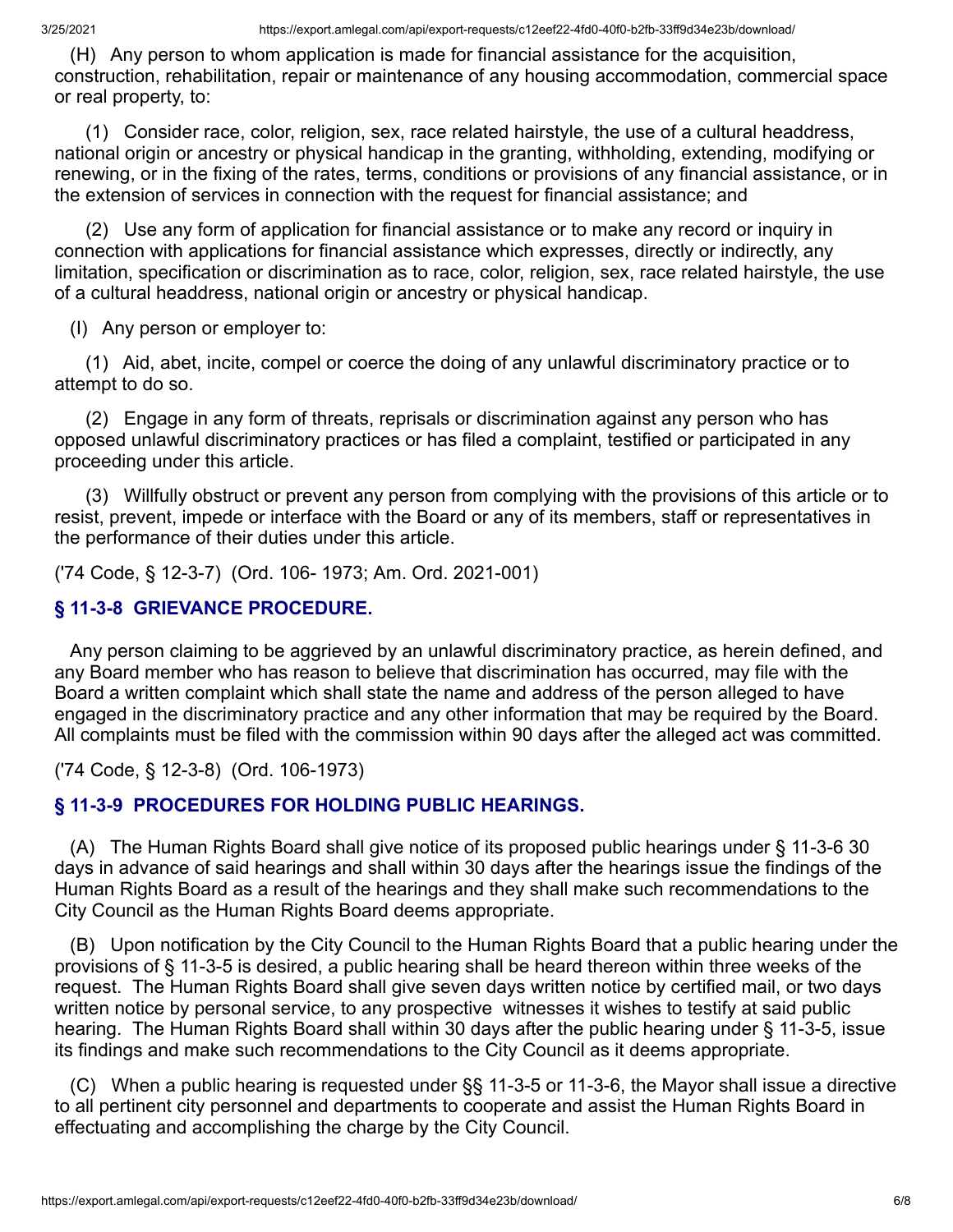(H) Any person to whom application is made for financial assistance for the acquisition, construction, rehabilitation, repair or maintenance of any housing accommodation, commercial space or real property, to:

(1) Consider race, color, religion, sex, race related hairstyle, the use of a cultural headdress, national origin or ancestry or physical handicap in the granting, withholding, extending, modifying or renewing, or in the fixing of the rates, terms, conditions or provisions of any financial assistance, or in the extension of services in connection with the request for financial assistance; and

(2) Use any form of application for financial assistance or to make any record or inquiry in connection with applications for financial assistance which expresses, directly or indirectly, any limitation, specification or discrimination as to race, color, religion, sex, race related hairstyle, the use of a cultural headdress, national origin or ancestry or physical handicap.

(I) Any person or employer to:

(1) Aid, abet, incite, compel or coerce the doing of any unlawful discriminatory practice or to attempt to do so.

(2) Engage in any form of threats, reprisals or discrimination against any person who has opposed unlawful discriminatory practices or has filed a complaint, testified or participated in any proceeding under this article.

(3) Willfully obstruct or prevent any person from complying with the provisions of this article or to resist, prevent, impede or interface with the Board or any of its members, staff or representatives in the performance of their duties under this article.

('74 Code, § 12-3-7) (Ord. 106- 1973; Am. Ord. 2021-001)

### § 11-3-8 GRIEVANCE PROCEDURE.

Any person claiming to be aggrieved by an unlawful discriminatory practice, as herein defined, and any Board member who has reason to believe that discrimination has occurred, may file with the Board a written complaint which shall state the name and address of the person alleged to have engaged in the discriminatory practice and any other information that may be required by the Board. All complaints must be filed with the commission within 90 days after the alleged act was committed.

('74 Code, § 12-3-8) (Ord. 106-1973)

### § 11-3-9 PROCEDURES FOR HOLDING PUBLIC HEARINGS.

(A) The Human Rights Board shall give notice of its proposed public hearings under § 11-3-6 30 days in advance of said hearings and shall within 30 days after the hearings issue the findings of the Human Rights Board as a result of the hearings and they shall make such recommendations to the City Council as the Human Rights Board deems appropriate.

(B) Upon notification by the City Council to the Human Rights Board that a public hearing under the provisions of § 11-3-5 is desired, a public hearing shall be heard thereon within three weeks of the request. The Human Rights Board shall give seven days written notice by certified mail, or two days written notice by personal service, to any prospective witnesses it wishes to testify at said public hearing. The Human Rights Board shall within 30 days after the public hearing under § 11-3-5, issue its findings and make such recommendations to the City Council as it deems appropriate.

(C) When a public hearing is requested under §§ 11-3-5 or 11-3-6, the Mayor shall issue a directive to all pertinent city personnel and departments to cooperate and assist the Human Rights Board in effectuating and accomplishing the charge by the City Council.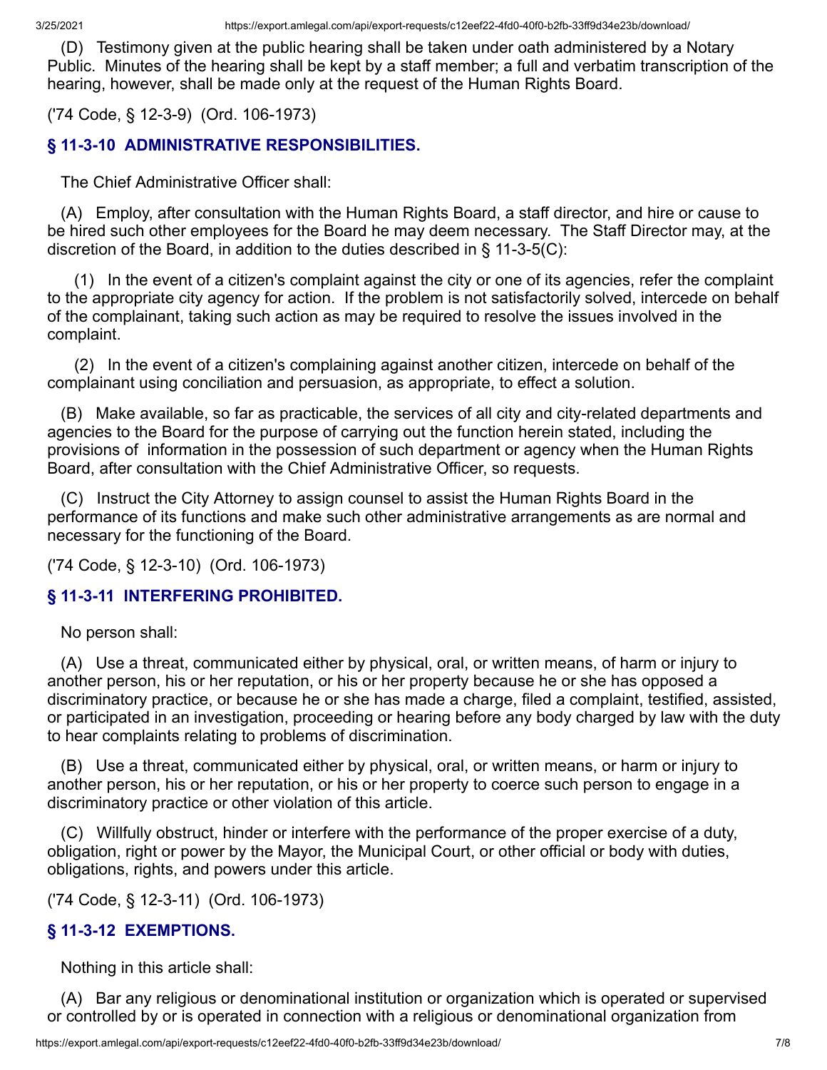(D) Testimony given at the public hearing shall be taken under oath administered by a Notary Public. Minutes of the hearing shall be kept by a staff member; a full and verbatim transcription of the hearing, however, shall be made only at the request of the Human Rights Board.

('74 Code, § 12-3-9) (Ord. 106-1973)

### § 11-3-10 ADMINISTRATIVE RESPONSIBILITIES.

The Chief Administrative Officer shall:

(A) Employ, after consultation with the Human Rights Board, a staff director, and hire or cause to be hired such other employees for the Board he may deem necessary. The Staff Director may, at the discretion of the Board, in addition to the duties described in § 11-3-5(C):

(1) In the event of a citizen's complaint against the city or one of its agencies, refer the complaint to the appropriate city agency for action. If the problem is not satisfactorily solved, intercede on behalf of the complainant, taking such action as may be required to resolve the issues involved in the complaint.

(2) In the event of a citizen's complaining against another citizen, intercede on behalf of the complainant using conciliation and persuasion, as appropriate, to effect a solution.

(B) Make available, so far as practicable, the services of all city and city-related departments and agencies to the Board for the purpose of carrying out the function herein stated, including the provisions of information in the possession of such department or agency when the Human Rights Board, after consultation with the Chief Administrative Officer, so requests.

(C) Instruct the City Attorney to assign counsel to assist the Human Rights Board in the performance of its functions and make such other administrative arrangements as are normal and necessary for the functioning of the Board.

('74 Code, § 12-3-10) (Ord. 106-1973)

### § 11-3-11 INTERFERING PROHIBITED.

No person shall:

(A) Use a threat, communicated either by physical, oral, or written means, of harm or injury to another person, his or her reputation, or his or her property because he or she has opposed a discriminatory practice, or because he or she has made a charge, filed a complaint, testified, assisted, or participated in an investigation, proceeding or hearing before any body charged by law with the duty to hear complaints relating to problems of discrimination.

(B) Use a threat, communicated either by physical, oral, or written means, or harm or injury to another person, his or her reputation, or his or her property to coerce such person to engage in a discriminatory practice or other violation of this article.

(C) Willfully obstruct, hinder or interfere with the performance of the proper exercise of a duty, obligation, right or power by the Mayor, the Municipal Court, or other official or body with duties, obligations, rights, and powers under this article.

('74 Code, § 12-3-11) (Ord. 106-1973)

### § 11-3-12 EXEMPTIONS.

Nothing in this article shall:

(A) Bar any religious or denominational institution or organization which is operated or supervised or controlled by or is operated in connection with a religious or denominational organization from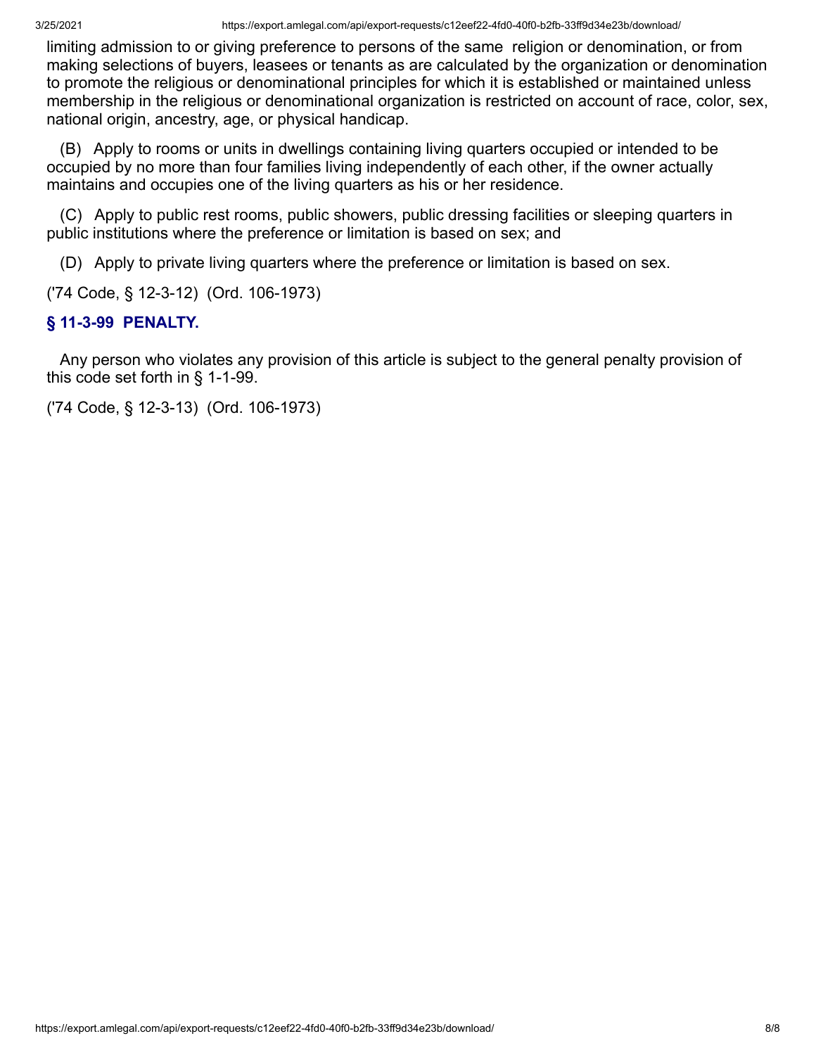limiting admission to or giving preference to persons of the same religion or denomination, or from making selections of buyers, leasees or tenants as are calculated by the organization or denomination to promote the religious or denominational principles for which it is established or maintained unless membership in the religious or denominational organization is restricted on account of race, color, sex, national origin, ancestry, age, or physical handicap.

(B) Apply to rooms or units in dwellings containing living quarters occupied or intended to be occupied by no more than four families living independently of each other, if the owner actually maintains and occupies one of the living quarters as his or her residence.

(C) Apply to public rest rooms, public showers, public dressing facilities or sleeping quarters in public institutions where the preference or limitation is based on sex; and

(D) Apply to private living quarters where the preference or limitation is based on sex.

('74 Code, § 12-3-12) (Ord. 106-1973)

### § 11-3-99 PENALTY.

Any person who violates any provision of this article is subject to the general penalty provision of this code set forth in § 1-1-99.

('74 Code, § 12-3-13) (Ord. 106-1973)